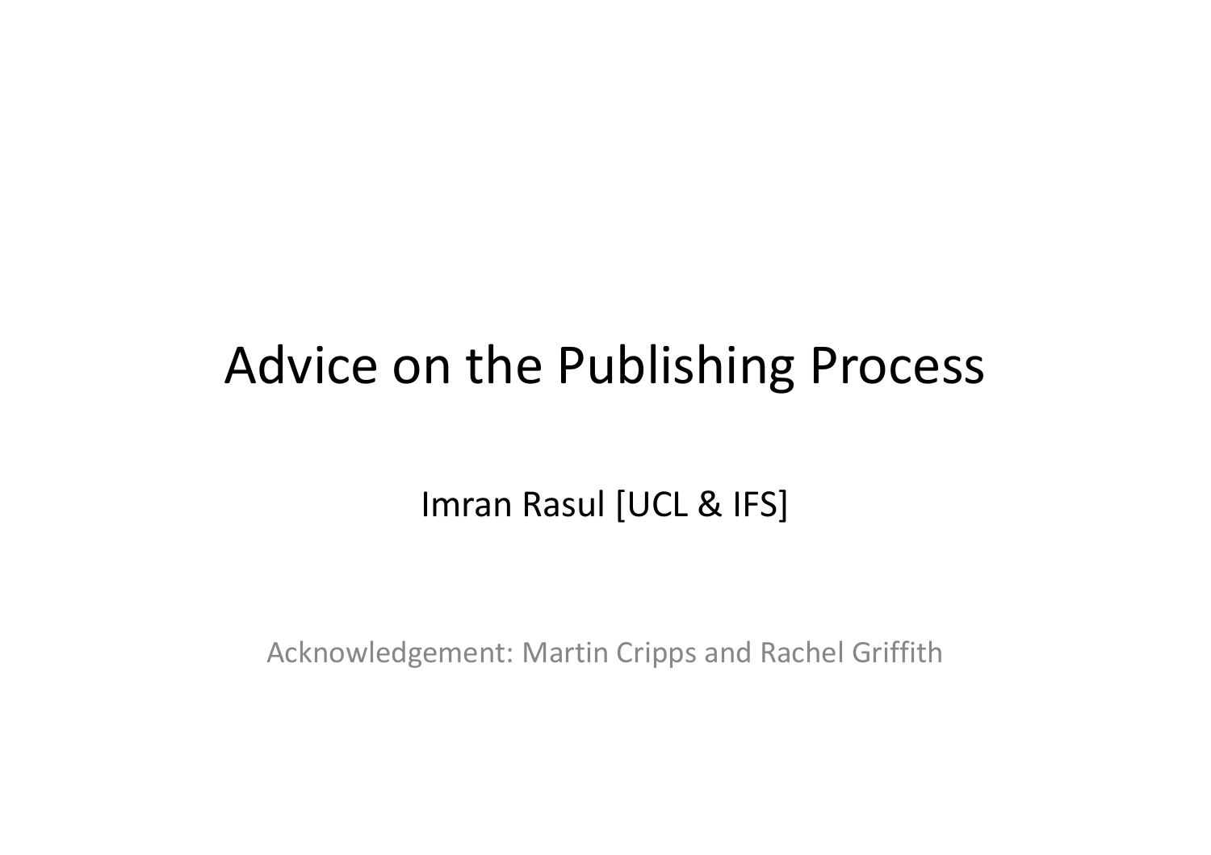# Advice on the Publishing Process

Imran Rasul [UCL & IFS]

Acknowledgement: Martin Cripps and Rachel Griffith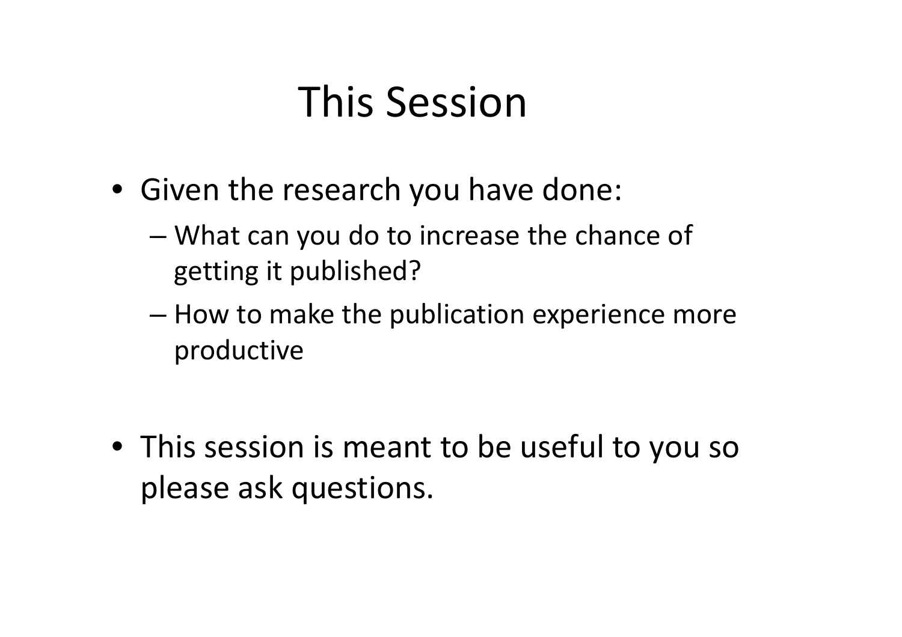# This Session

- Given the research you have done:
  - What can you do to increase the chance of getting it published?
  - How to make the publication experience more productive

- This session is meant to be useful to you so please ask questions.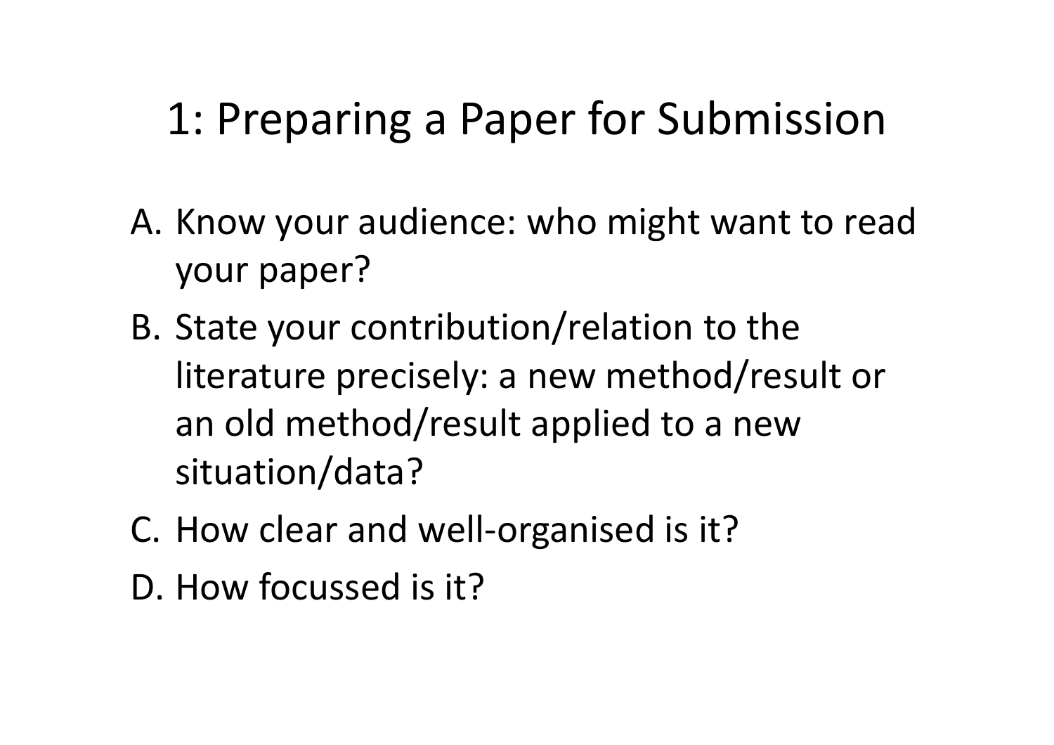# 1: Preparing a Paper for Submission

A. Know your audience: who might want to read your paper?
B. State your contribution/relation to the literature precisely: a new method/result or an old method/result applied to a new situation/data?
C. How clear and well-organised is it?
D. How focussed is it?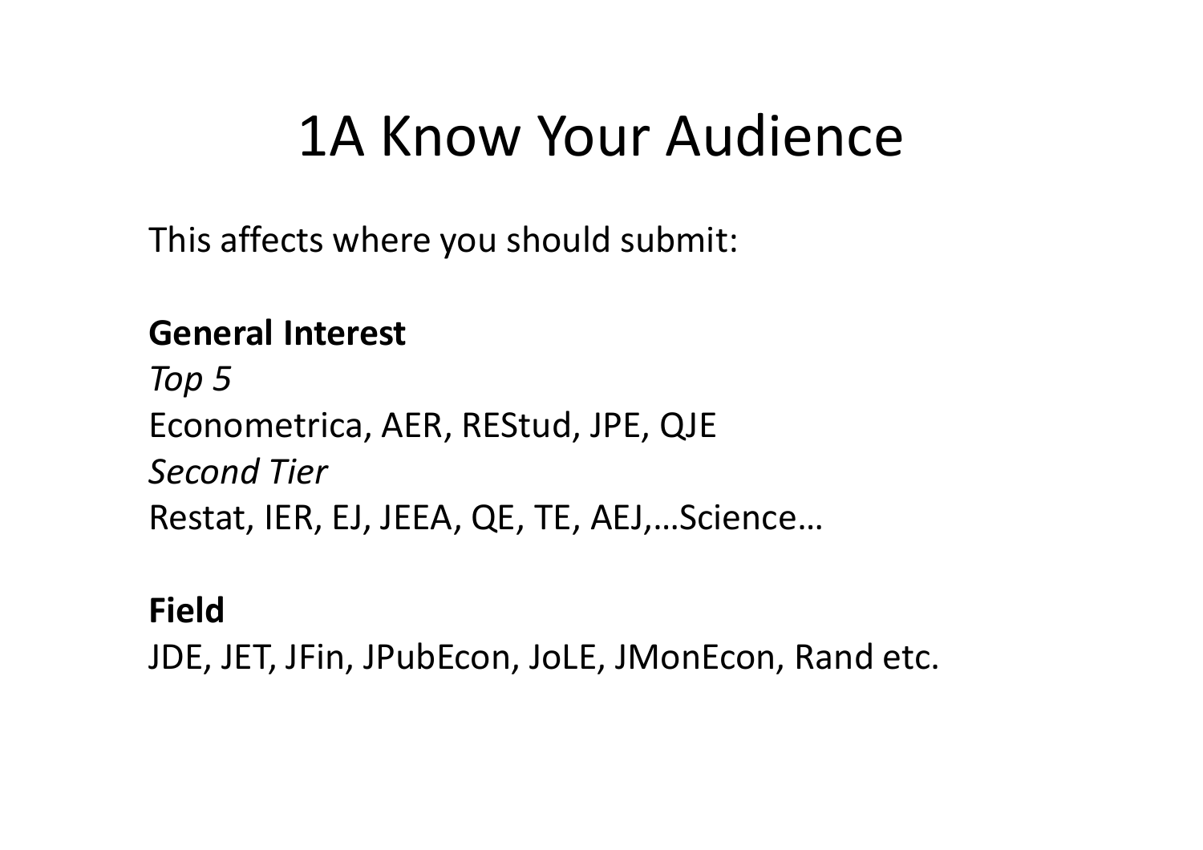# 1A Know Your Audience

This affects where you should submit:

**General Interest**

*Top 5*

Econometrica, AER, REStud, JPE, QJE

*Second Tier*

Restat, IER, EJ, JEEA, QE, TE, AEJ,…Science…

**Field**

JDE, JET, JFin, JPubEcon, JoLE, JMonEcon, Rand etc.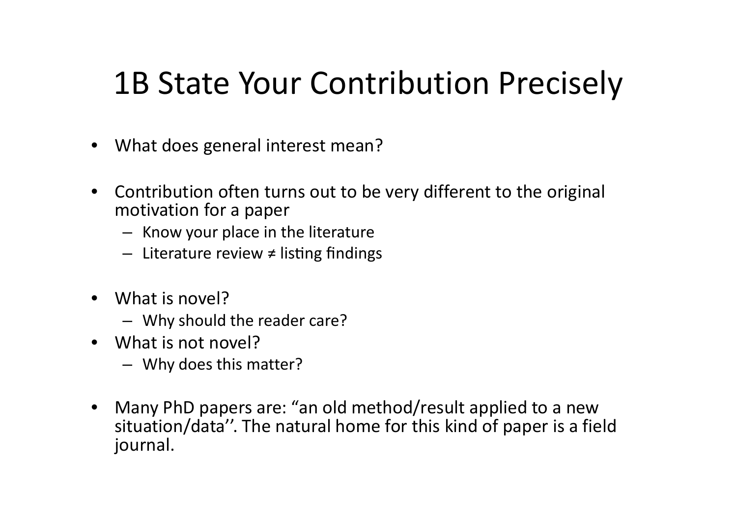# 1B State Your Contribution Precisely

- What does general interest mean?

- Contribution often turns out to be very different to the original motivation for a paper
  - Know your place in the literature
  - Literature review ≠ listing findings

- What is novel?
  - Why should the reader care?
- What is not novel?
  - Why does this matter?

- Many PhD papers are: "an old method/result applied to a new situation/data''. The natural home for this kind of paper is a field journal.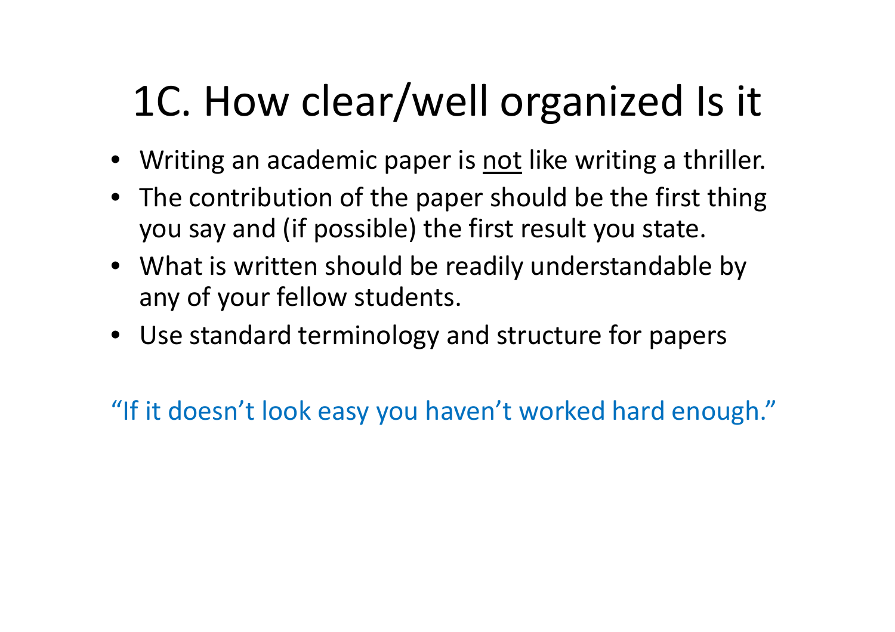# 1C. How clear/well organized Is it

- Writing an academic paper is <u>not</u> like writing a thriller.
- The contribution of the paper should be the first thing you say and (if possible) the first result you state.
- What is written should be readily understandable by any of your fellow students.
- Use standard terminology and structure for papers

"If it doesn't look easy you haven't worked hard enough."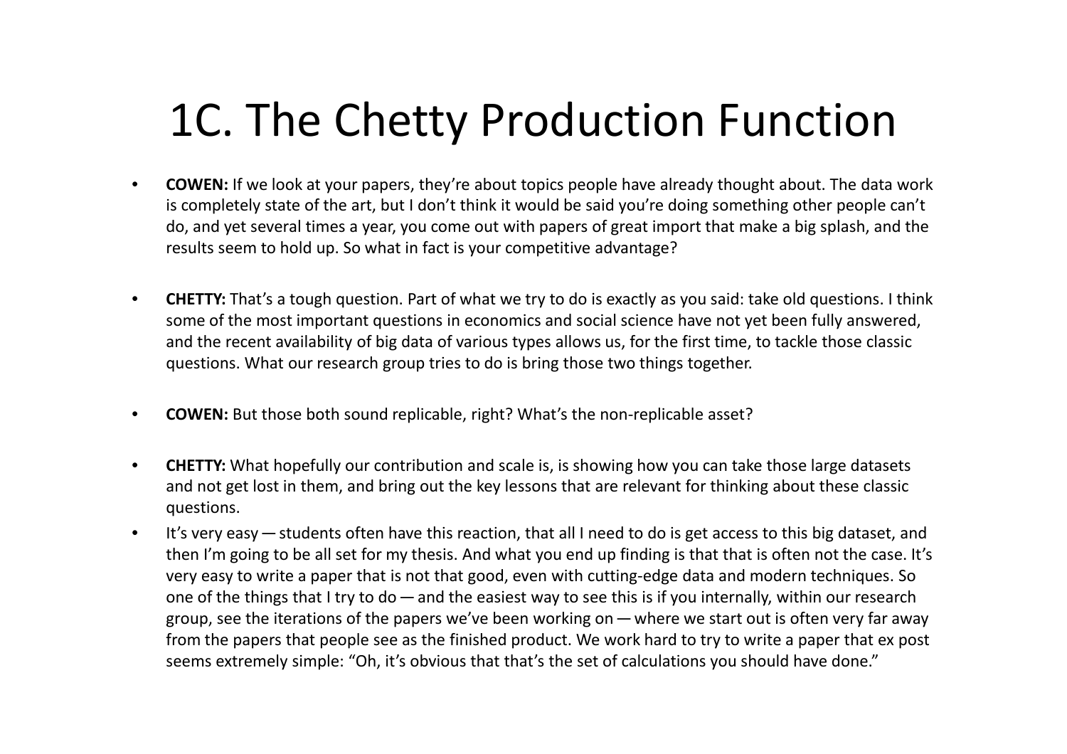# 1C. The Chetty Production Function

- **COWEN:** If we look at your papers, they're about topics people have already thought about. The data work is completely state of the art, but I don't think it would be said you're doing something other people can't do, and yet several times a year, you come out with papers of great import that make a big splash, and the results seem to hold up. So what in fact is your competitive advantage?

- **CHETTY:** That's a tough question. Part of what we try to do is exactly as you said: take old questions. I think some of the most important questions in economics and social science have not yet been fully answered, and the recent availability of big data of various types allows us, for the first time, to tackle those classic questions. What our research group tries to do is bring those two things together.

- **COWEN:** But those both sound replicable, right? What's the non-replicable asset?

- **CHETTY:** What hopefully our contribution and scale is, is showing how you can take those large datasets and not get lost in them, and bring out the key lessons that are relevant for thinking about these classic questions.
- It's very easy — students often have this reaction, that all I need to do is get access to this big dataset, and then I'm going to be all set for my thesis. And what you end up finding is that that is often not the case. It's very easy to write a paper that is not that good, even with cutting-edge data and modern techniques. So one of the things that I try to do — and the easiest way to see this is if you internally, within our research group, see the iterations of the papers we've been working on — where we start out is often very far away from the papers that people see as the finished product. We work hard to try to write a paper that ex post seems extremely simple: "Oh, it's obvious that that's the set of calculations you should have done."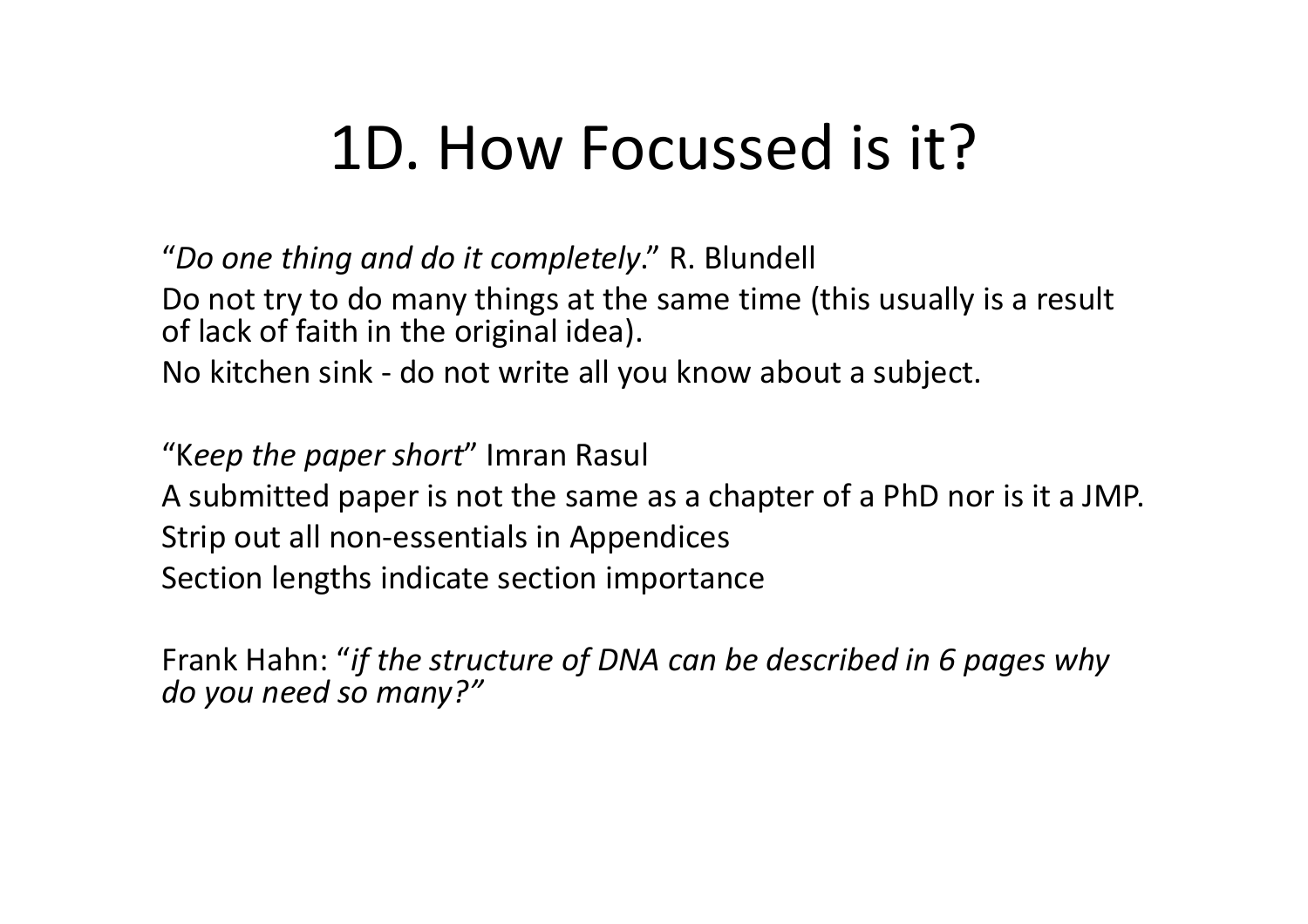# 1D. How Focussed is it?

"*Do one thing and do it completely*." R. Blundell

Do not try to do many things at the same time (this usually is a result of lack of faith in the original idea).

No kitchen sink - do not write all you know about a subject.

"K*eep the paper short*" Imran Rasul

A submitted paper is not the same as a chapter of a PhD nor is it a JMP.

Strip out all non-essentials in Appendices

Section lengths indicate section importance

Frank Hahn: "*if the structure of DNA can be described in 6 pages why do you need so many?"*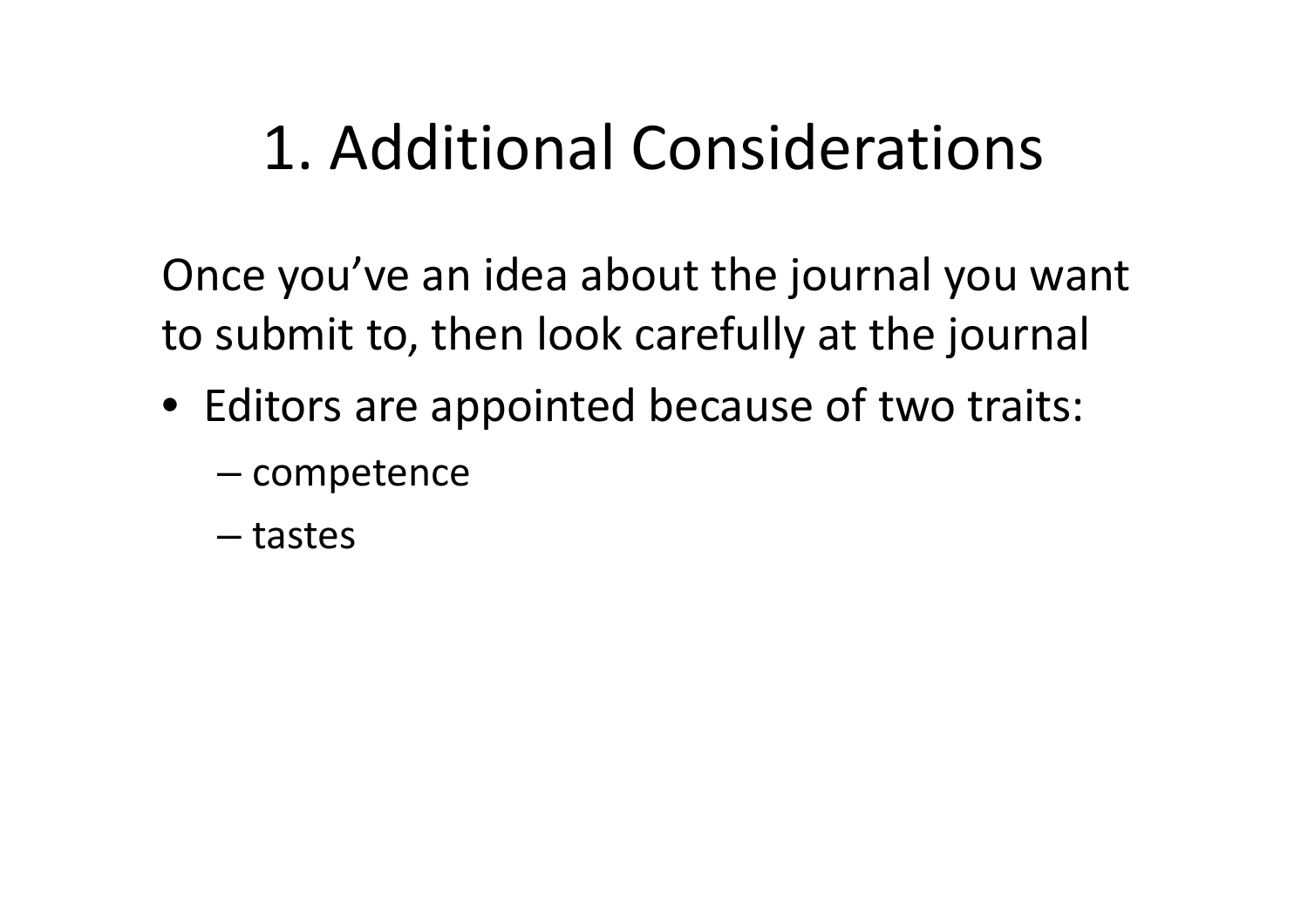# 1. Additional Considerations

Once you've an idea about the journal you want to submit to, then look carefully at the journal

- Editors are appointed because of two traits:
  - competence
  - tastes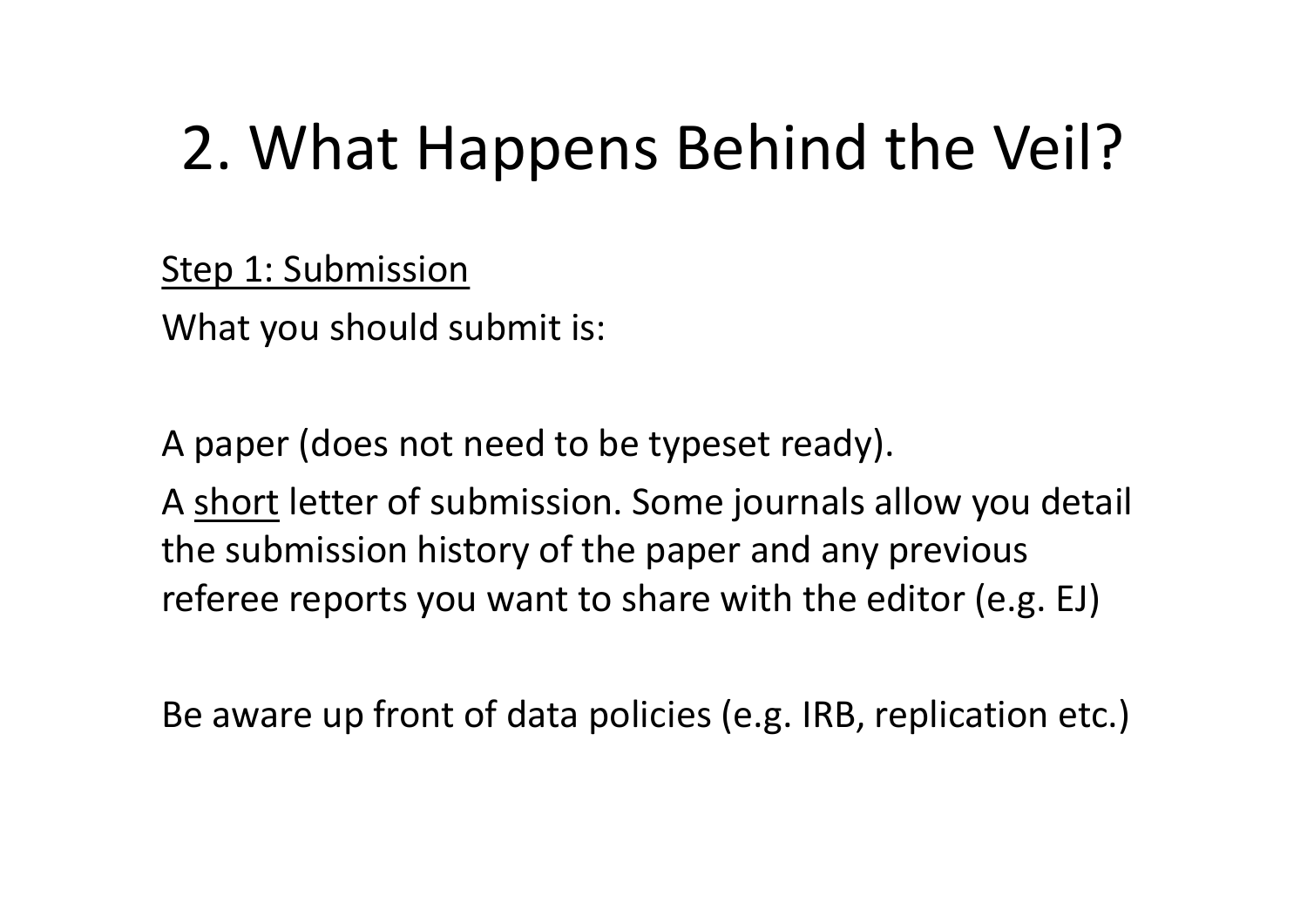# 2. What Happens Behind the Veil?

Step 1: Submission

What you should submit is:

A paper (does not need to be typeset ready).

A short letter of submission. Some journals allow you detail the submission history of the paper and any previous referee reports you want to share with the editor (e.g. EJ)

Be aware up front of data policies (e.g. IRB, replication etc.)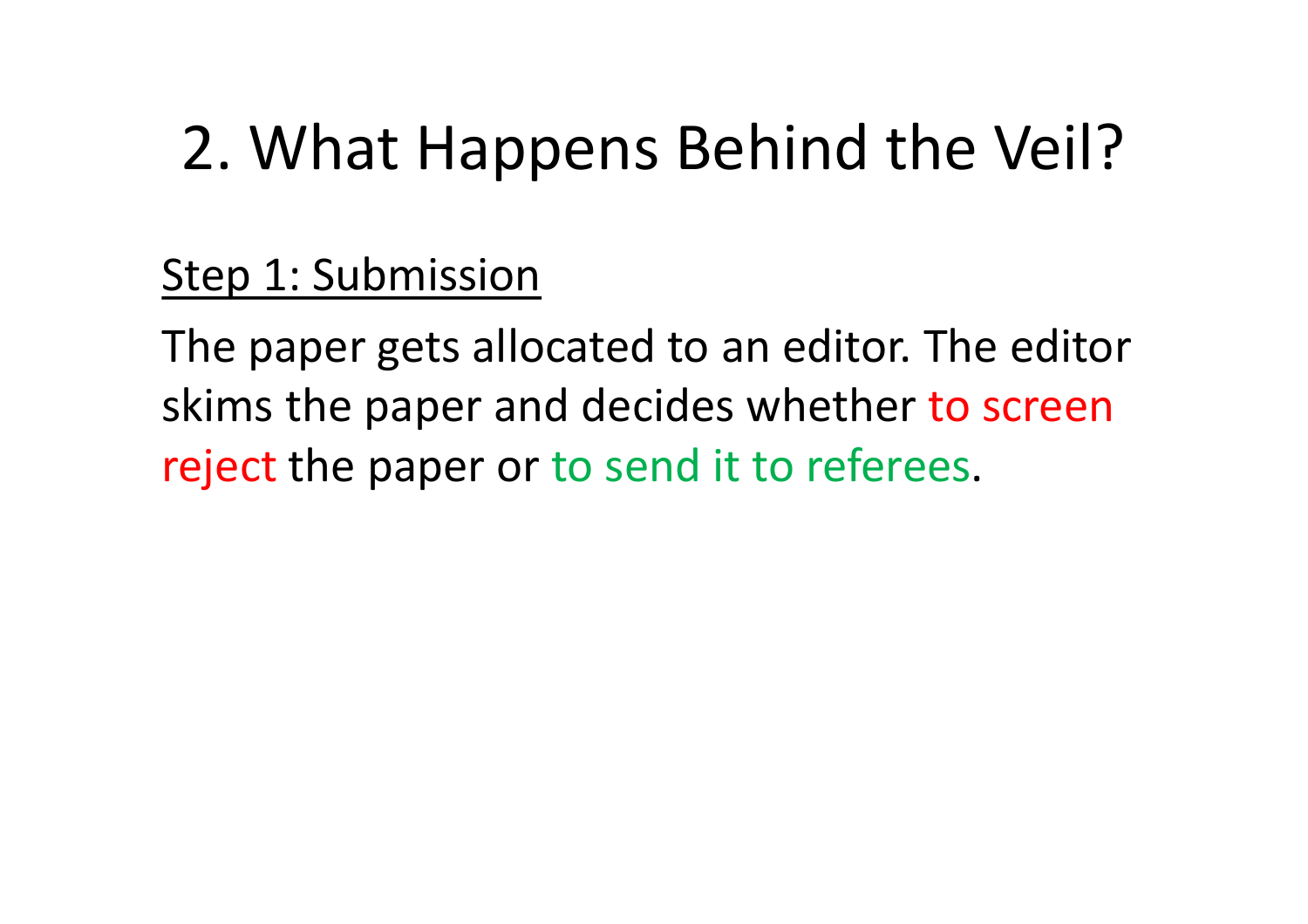# 2. What Happens Behind the Veil?

<u>Step 1: Submission</u>

The paper gets allocated to an editor. The editor skims the paper and decides whether to screen reject the paper or to send it to referees.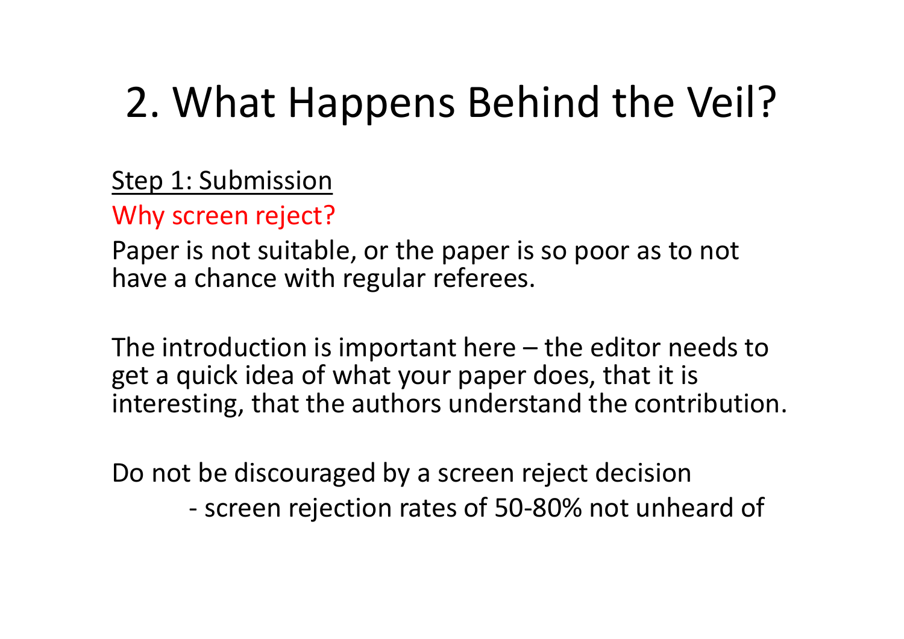# 2. What Happens Behind the Veil?

<u>Step 1: Submission</u>

Why screen reject?

Paper is not suitable, or the paper is so poor as to not have a chance with regular referees.

The introduction is important here – the editor needs to get a quick idea of what your paper does, that it is interesting, that the authors understand the contribution.

Do not be discouraged by a screen reject decision

- screen rejection rates of 50-80% not unheard of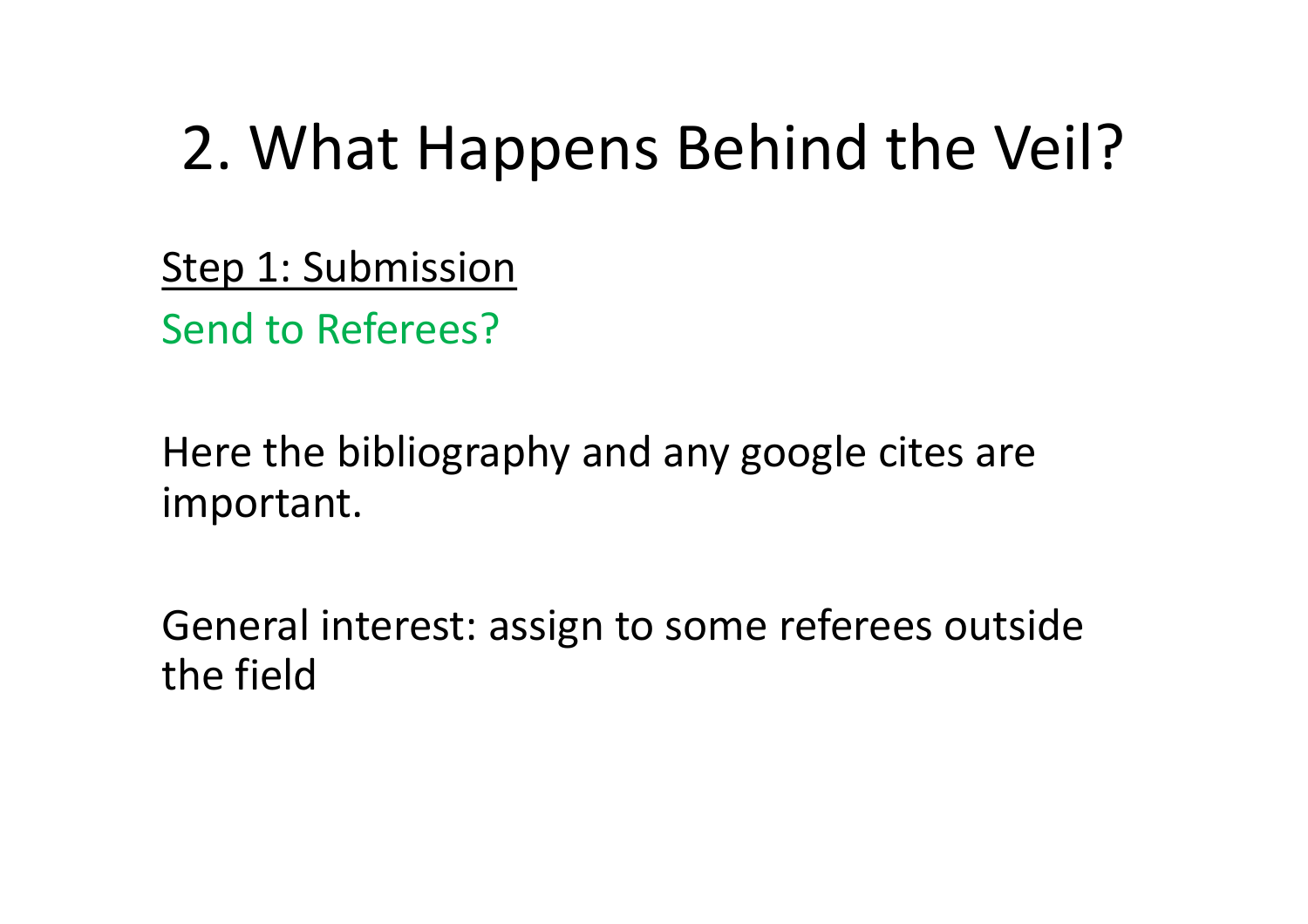# 2. What Happens Behind the Veil?

<u>Step 1: Submission</u>

Send to Referees?

Here the bibliography and any google cites are important.

General interest: assign to some referees outside the field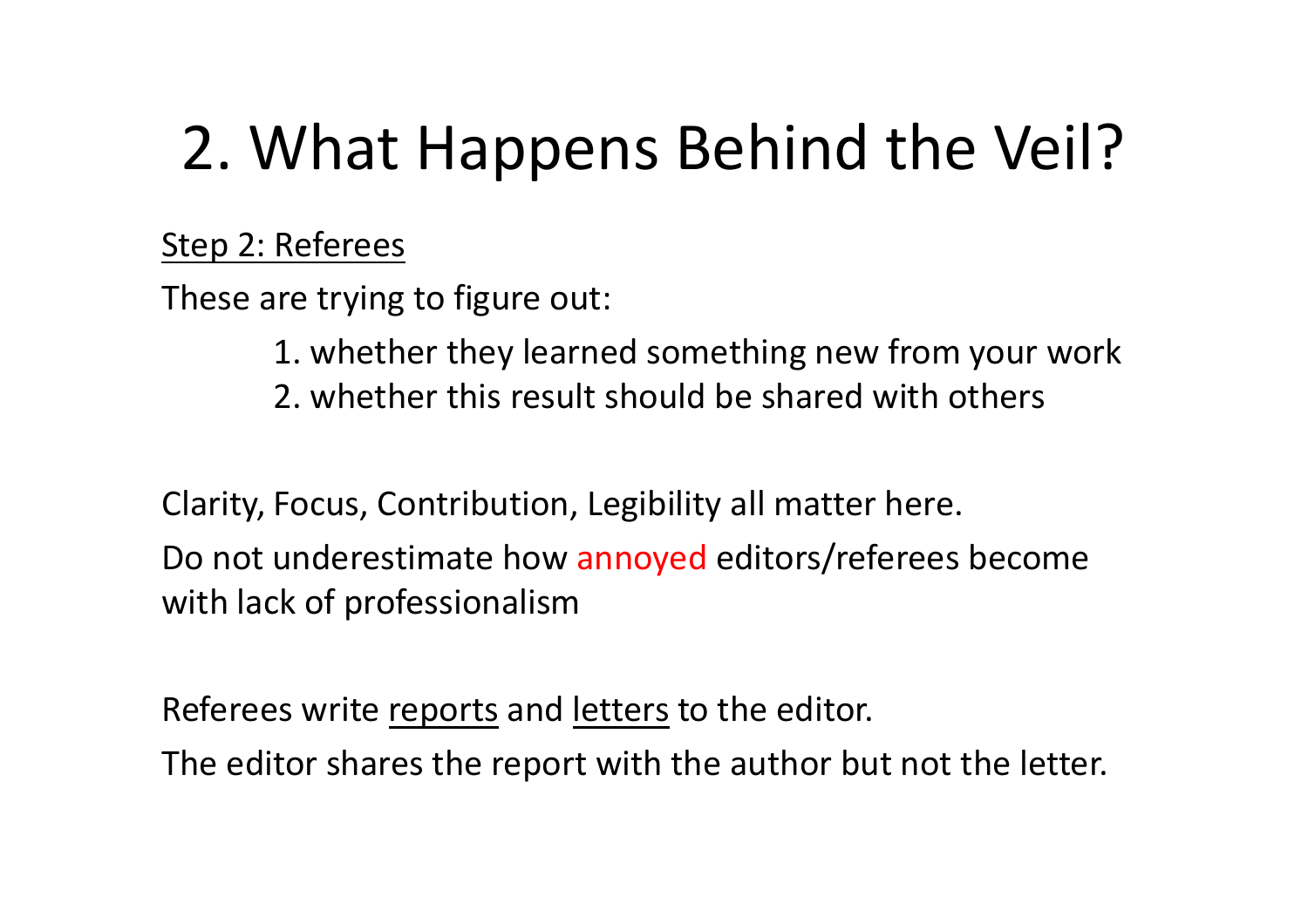# 2. What Happens Behind the Veil?

Step 2: Referees

These are trying to figure out:

1. whether they learned something new from your work
2. whether this result should be shared with others

Clarity, Focus, Contribution, Legibility all matter here.

Do not underestimate how annoyed editors/referees become with lack of professionalism

Referees write reports and letters to the editor.

The editor shares the report with the author but not the letter.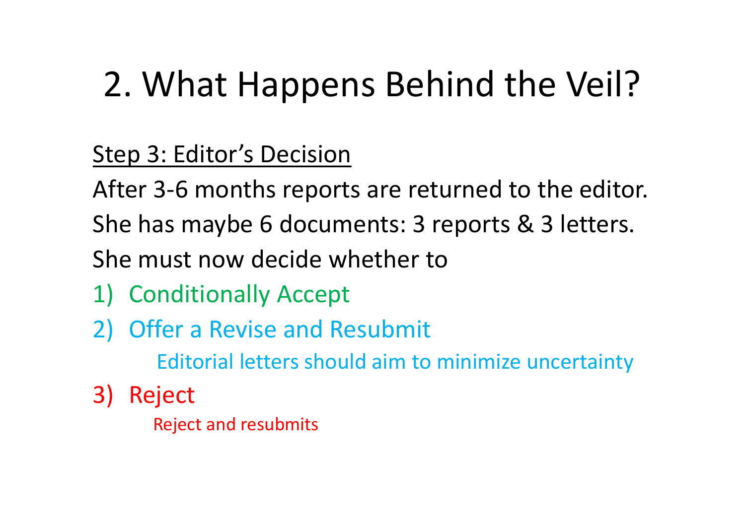# 2. What Happens Behind the Veil?

<u>Step 3: Editor's Decision</u>

After 3-6 months reports are returned to the editor.

She has maybe 6 documents: 3 reports & 3 letters.

She must now decide whether to

1) Conditionally Accept
2) Offer a Revise and Resubmit
   - Editorial letters should aim to minimize uncertainty
3) Reject
   - Reject and resubmits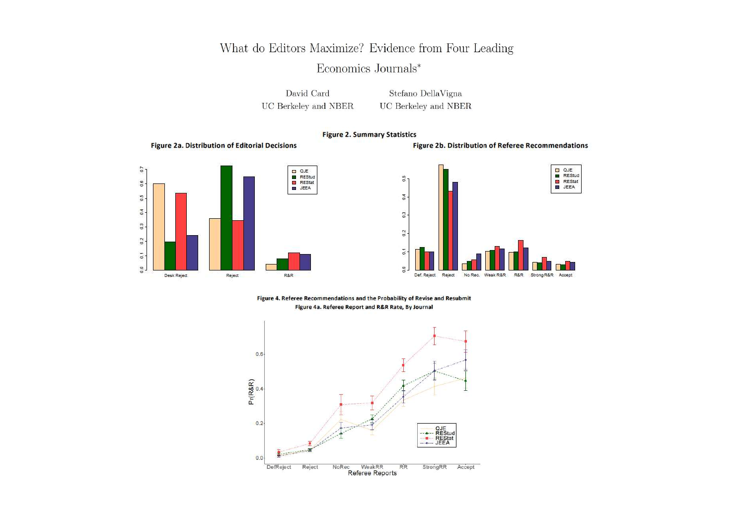# What do Editors Maximize? Evidence from Four Leading Economics Journals*

David Card
UC Berkeley and NBER

Stefano DellaVigna
UC Berkeley and NBER

**Figure 2. Summary Statistics**

**Figure 2a. Distribution of Editorial Decisions**

**Figure 2b. Distribution of Referee Recommendations**

**Figure 4. Referee Recommendations and the Probability of Revise and Resubmit**

**Figure 4a. Referee Report and R&R Rate, By Journal**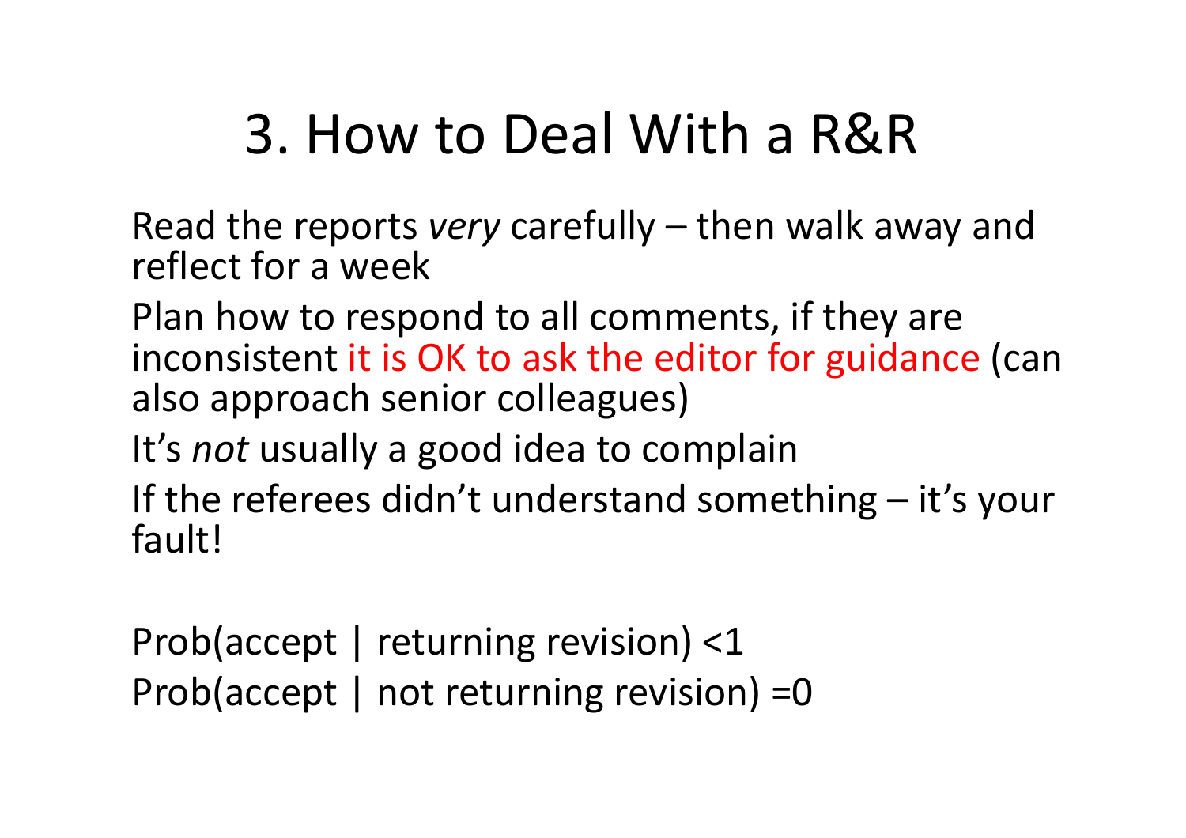# 3. How to Deal With a R&R

Read the reports *very* carefully – then walk away and reflect for a week

Plan how to respond to all comments, if they are inconsistent it is OK to ask the editor for guidance (can also approach senior colleagues)

It's *not* usually a good idea to complain

If the referees didn't understand something – it's your fault!

Prob(accept | returning revision) <1
Prob(accept | not returning revision) =0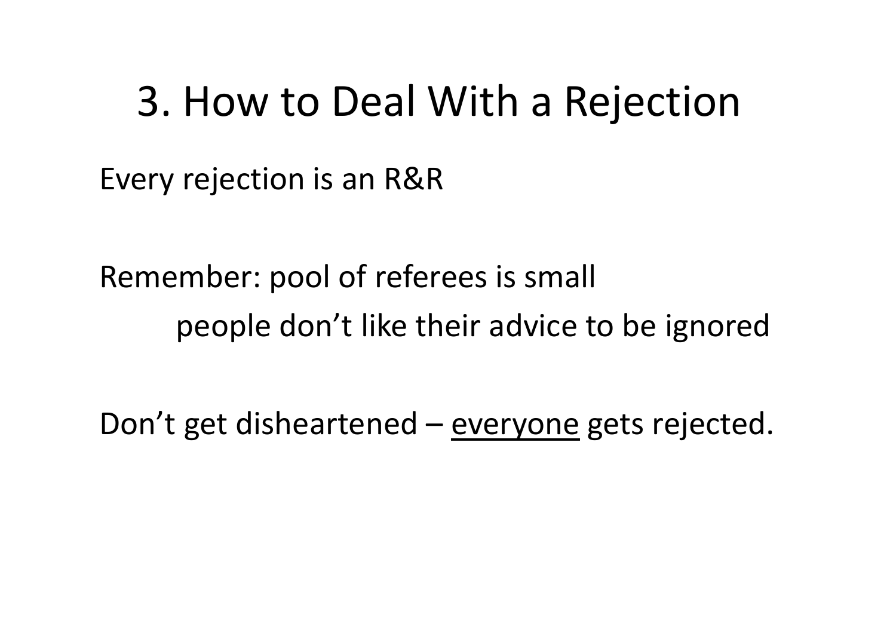# 3. How to Deal With a Rejection

Every rejection is an R&R

Remember: pool of referees is small
people don't like their advice to be ignored

Don't get disheartened – <u>everyone</u> gets rejected.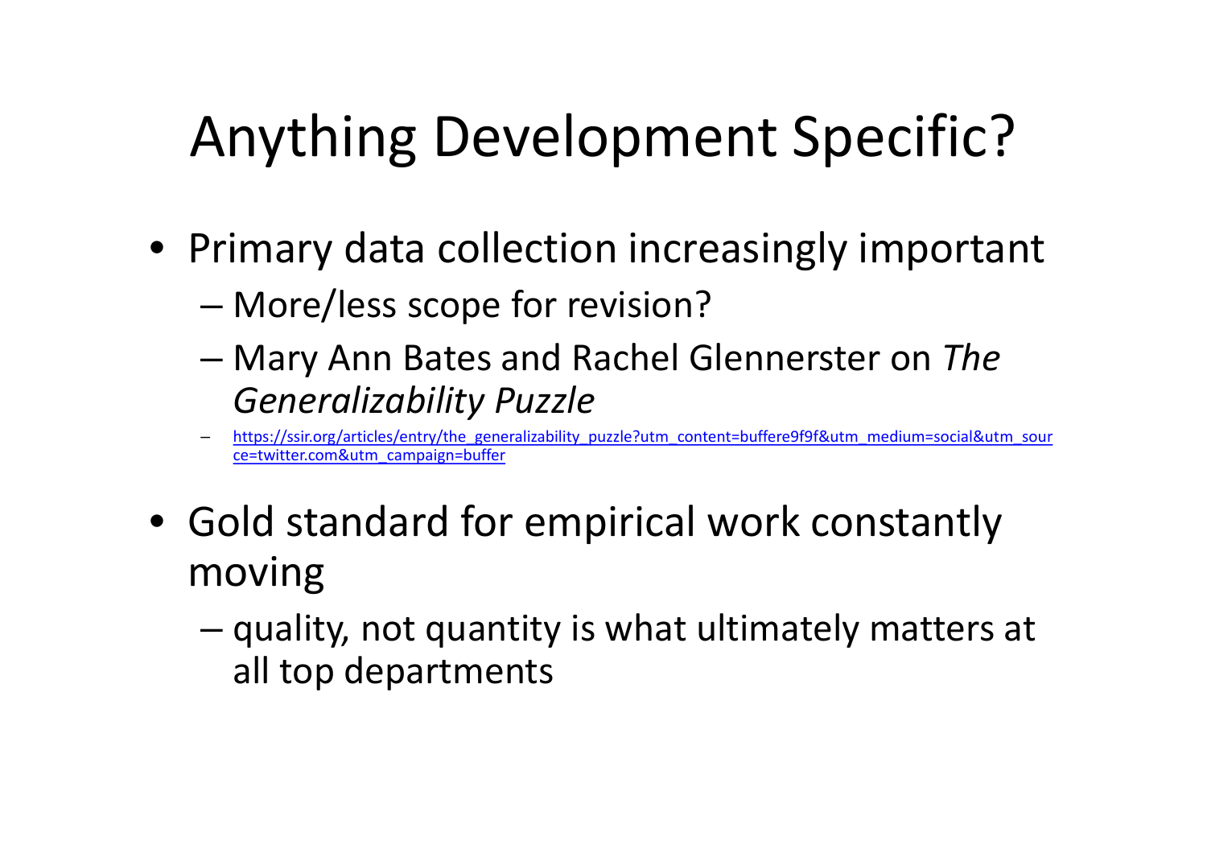# Anything Development Specific?

- Primary data collection increasingly important
  - More/less scope for revision?
  - Mary Ann Bates and Rachel Glennerster on *The Generalizability Puzzle*
    - https://ssir.org/articles/entry/the_generalizability_puzzle?utm_content=buffere9f9f&utm_medium=social&utm_source=twitter.com&utm_campaign=buffer
- Gold standard for empirical work constantly moving
  - quality, not quantity is what ultimately matters at all top departments